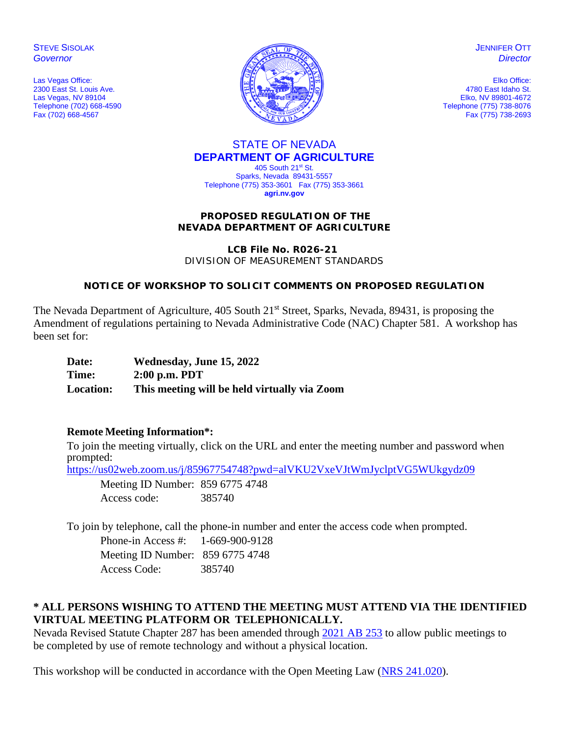STEVE SISOLAK
*Governor*

Las Vegas Office:
2300 East St. Louis Ave.
Las Vegas, NV 89104
Telephone (702) 668-4590
Fax (702) 668-4567

JENNIFER OTT
*Director*

Elko Office:
4780 East Idaho St.
Elko, NV 89801-4672
Telephone (775) 738-8076
Fax (775) 738-2693

STATE OF NEVADA
**DEPARTMENT OF AGRICULTURE**
405 South 21st St.
Sparks, Nevada 89431-5557
Telephone (775) 353-3601 Fax (775) 353-3661
**agri.nv.gov**

**PROPOSED REGULATION OF THE**
**NEVADA DEPARTMENT OF AGRICULTURE**

**LCB File No. R026-21**
DIVISION OF MEASUREMENT STANDARDS

**NOTICE OF WORKSHOP TO SOLICIT COMMENTS ON PROPOSED REGULATION**

The Nevada Department of Agriculture, 405 South 21st Street, Sparks, Nevada, 89431, is proposing the Amendment of regulations pertaining to Nevada Administrative Code (NAC) Chapter 581. A workshop has been set for:

**Date:** **Wednesday, June 15, 2022**
**Time:** **2:00 p.m. PDT**
**Location:** **This meeting will be held virtually via Zoom**

**Remote Meeting Information*:**

To join the meeting virtually, click on the URL and enter the meeting number and password when prompted:
https://us02web.zoom.us/j/85967754748?pwd=alVKU2VxeVJtWmJyclptVG5WUkgydz09

Meeting ID Number: 859 6775 4748
Access code: 385740

To join by telephone, call the phone-in number and enter the access code when prompted.

Phone-in Access #: 1-669-900-9128
Meeting ID Number: 859 6775 4748
Access Code: 385740

**\* ALL PERSONS WISHING TO ATTEND THE MEETING MUST ATTEND VIA THE IDENTIFIED VIRTUAL MEETING PLATFORM OR TELEPHONICALLY.**

Nevada Revised Statute Chapter 287 has been amended through 2021 AB 253 to allow public meetings to be completed by use of remote technology and without a physical location.

This workshop will be conducted in accordance with the Open Meeting Law (NRS 241.020).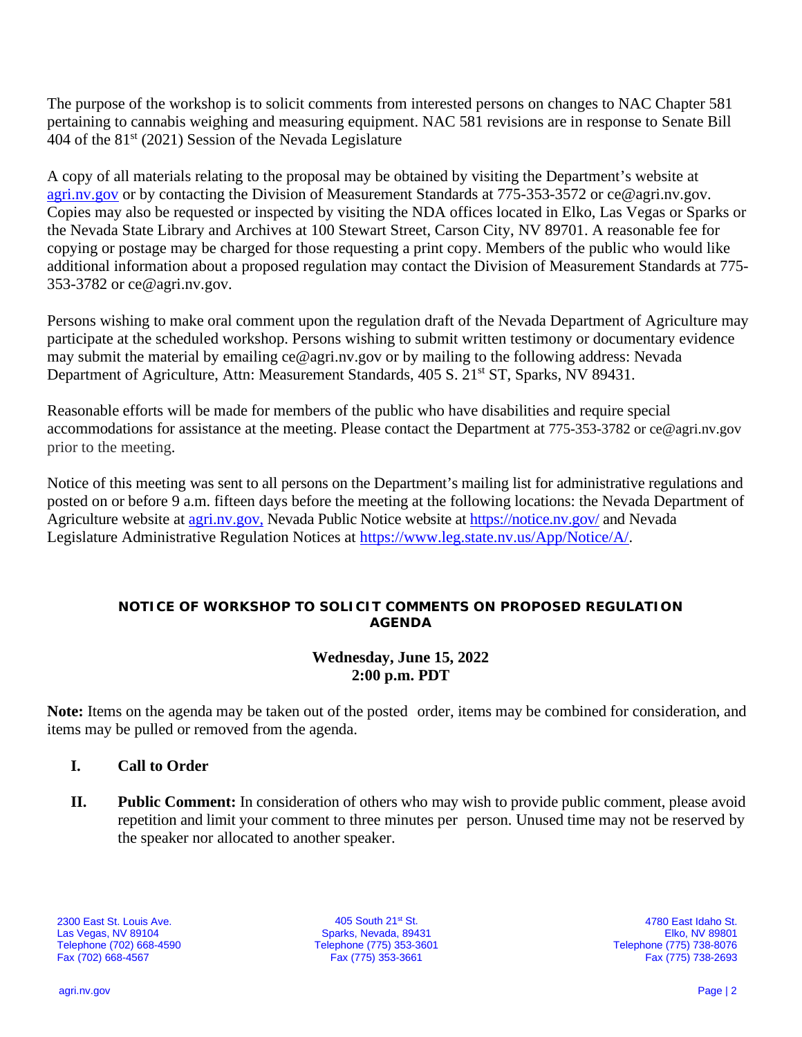The purpose of the workshop is to solicit comments from interested persons on changes to NAC Chapter 581 pertaining to cannabis weighing and measuring equipment. NAC 581 revisions are in response to Senate Bill 404 of the 81st (2021) Session of the Nevada Legislature

A copy of all materials relating to the proposal may be obtained by visiting the Department's website at agri.nv.gov or by contacting the Division of Measurement Standards at 775-353-3572 or ce@agri.nv.gov. Copies may also be requested or inspected by visiting the NDA offices located in Elko, Las Vegas or Sparks or the Nevada State Library and Archives at 100 Stewart Street, Carson City, NV 89701. A reasonable fee for copying or postage may be charged for those requesting a print copy. Members of the public who would like additional information about a proposed regulation may contact the Division of Measurement Standards at 775-353-3782 or ce@agri.nv.gov.

Persons wishing to make oral comment upon the regulation draft of the Nevada Department of Agriculture may participate at the scheduled workshop. Persons wishing to submit written testimony or documentary evidence may submit the material by emailing ce@agri.nv.gov or by mailing to the following address: Nevada Department of Agriculture, Attn: Measurement Standards, 405 S. 21st ST, Sparks, NV 89431.

Reasonable efforts will be made for members of the public who have disabilities and require special accommodations for assistance at the meeting. Please contact the Department at 775-353-3782 or ce@agri.nv.gov prior to the meeting.

Notice of this meeting was sent to all persons on the Department's mailing list for administrative regulations and posted on or before 9 a.m. fifteen days before the meeting at the following locations: the Nevada Department of Agriculture website at agri.nv.gov, Nevada Public Notice website at https://notice.nv.gov/ and Nevada Legislature Administrative Regulation Notices at https://www.leg.state.nv.us/App/Notice/A/.

## NOTICE OF WORKSHOP TO SOLICIT COMMENTS ON PROPOSED REGULATION AGENDA

**Wednesday, June 15, 2022**
**2:00 p.m. PDT**

**Note:** Items on the agenda may be taken out of the posted order, items may be combined for consideration, and items may be pulled or removed from the agenda.

**I. Call to Order**

**II. Public Comment:** In consideration of others who may wish to provide public comment, please avoid repetition and limit your comment to three minutes per person. Unused time may not be reserved by the speaker nor allocated to another speaker.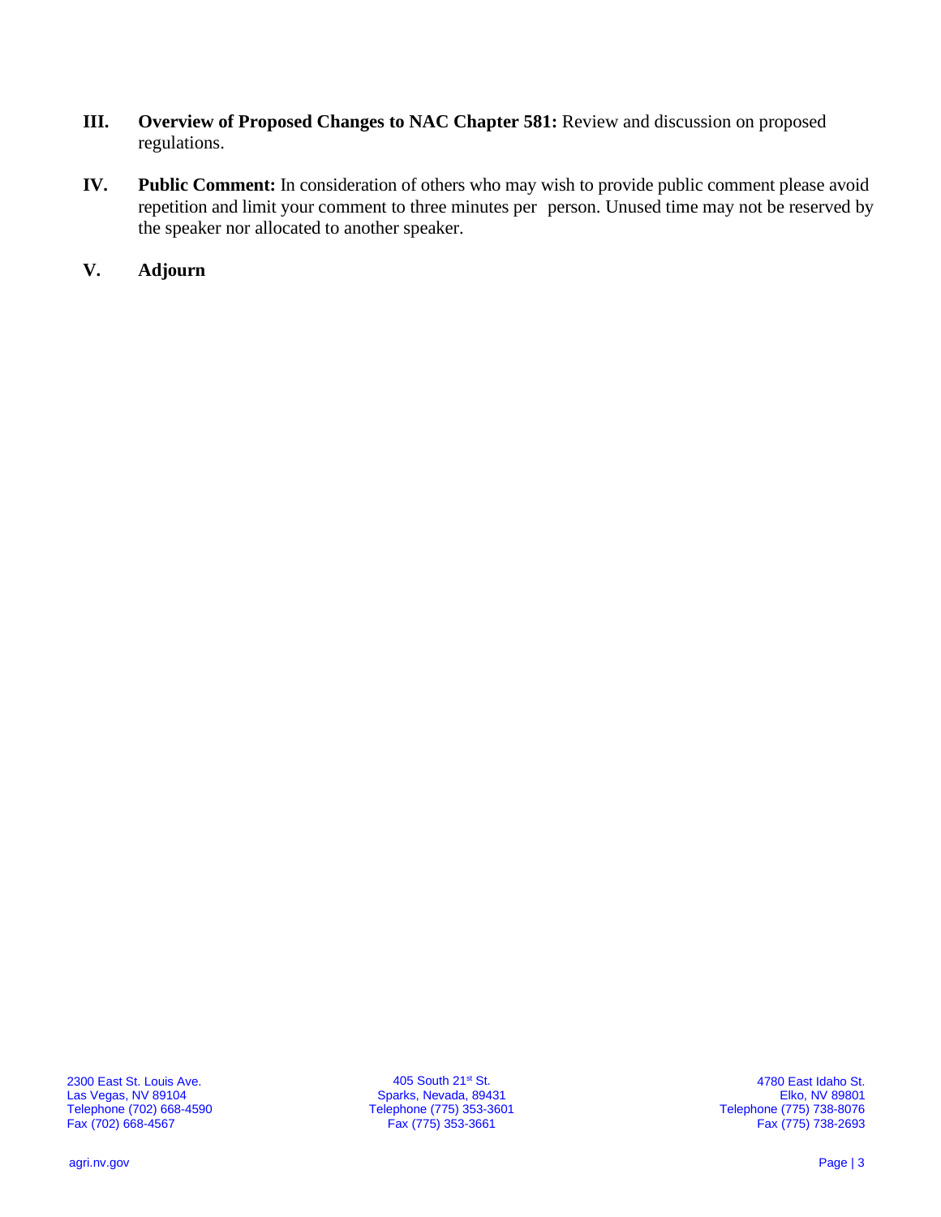**III. Overview of Proposed Changes to NAC Chapter 581:** Review and discussion on proposed regulations.

**IV. Public Comment:** In consideration of others who may wish to provide public comment please avoid repetition and limit your comment to three minutes per person. Unused time may not be reserved by the speaker nor allocated to another speaker.

**V. Adjourn**

2300 East St. Louis Ave.
Las Vegas, NV 89104
Telephone (702) 668-4590
Fax (702) 668-4567

405 South 21st St.
Sparks, Nevada, 89431
Telephone (775) 353-3601
Fax (775) 353-3661

4780 East Idaho St.
Elko, NV 89801
Telephone (775) 738-8076
Fax (775) 738-2693

agri.nv.gov